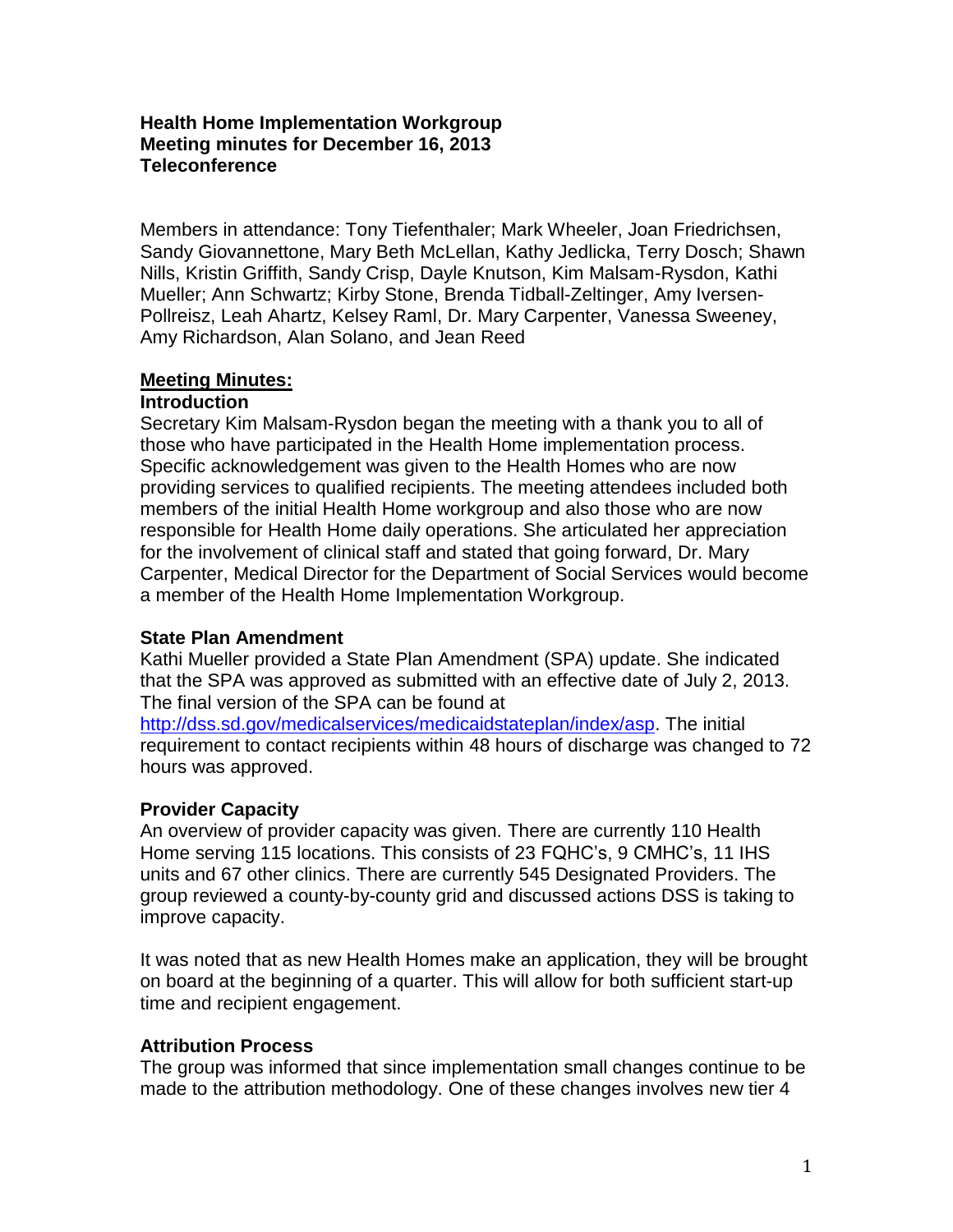**Health Home Implementation Workgroup**
**Meeting minutes for December 16, 2013**
**Teleconference**

Members in attendance: Tony Tiefenthaler; Mark Wheeler, Joan Friedrichsen, Sandy Giovannettone, Mary Beth McLellan, Kathy Jedlicka, Terry Dosch; Shawn Nills, Kristin Griffith, Sandy Crisp, Dayle Knutson, Kim Malsam-Rysdon, Kathi Mueller; Ann Schwartz; Kirby Stone, Brenda Tidball-Zeltinger, Amy Iversen-Pollreisz, Leah Ahartz, Kelsey Raml, Dr. Mary Carpenter, Vanessa Sweeney, Amy Richardson, Alan Solano, and Jean Reed

## Meeting Minutes:

### Introduction

Secretary Kim Malsam-Rysdon began the meeting with a thank you to all of those who have participated in the Health Home implementation process. Specific acknowledgement was given to the Health Homes who are now providing services to qualified recipients. The meeting attendees included both members of the initial Health Home workgroup and also those who are now responsible for Health Home daily operations. She articulated her appreciation for the involvement of clinical staff and stated that going forward, Dr. Mary Carpenter, Medical Director for the Department of Social Services would become a member of the Health Home Implementation Workgroup.

### State Plan Amendment

Kathi Mueller provided a State Plan Amendment (SPA) update. She indicated that the SPA was approved as submitted with an effective date of July 2, 2013. The final version of the SPA can be found at http://dss.sd.gov/medicalservices/medicaidstateplan/index/asp. The initial requirement to contact recipients within 48 hours of discharge was changed to 72 hours was approved.

### Provider Capacity

An overview of provider capacity was given. There are currently 110 Health Home serving 115 locations. This consists of 23 FQHC's, 9 CMHC's, 11 IHS units and 67 other clinics. There are currently 545 Designated Providers. The group reviewed a county-by-county grid and discussed actions DSS is taking to improve capacity.

It was noted that as new Health Homes make an application, they will be brought on board at the beginning of a quarter. This will allow for both sufficient start-up time and recipient engagement.

### Attribution Process

The group was informed that since implementation small changes continue to be made to the attribution methodology. One of these changes involves new tier 4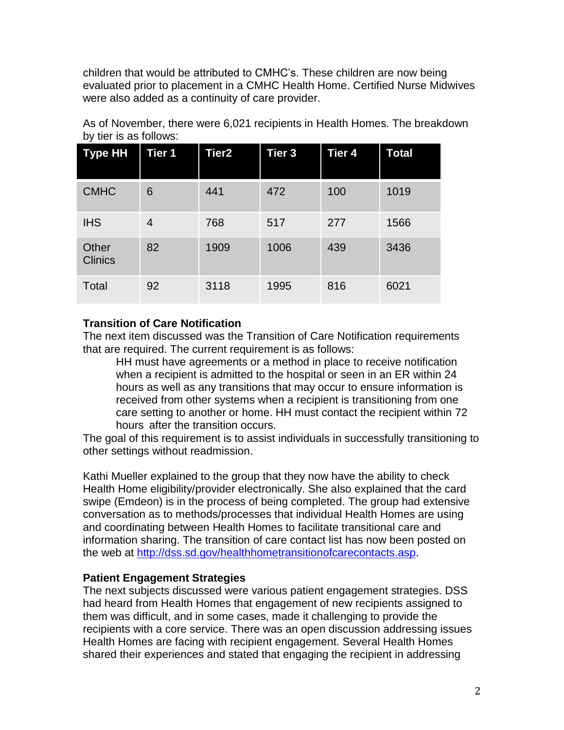children that would be attributed to CMHC's. These children are now being evaluated prior to placement in a CMHC Health Home. Certified Nurse Midwives were also added as a continuity of care provider.

As of November, there were 6,021 recipients in Health Homes. The breakdown by tier is as follows:

| Type HH | Tier 1 | Tier2 | Tier 3 | Tier 4 | Total |
|---|---|---|---|---|---|
| CMHC | 6 | 441 | 472 | 100 | 1019 |
| IHS | 4 | 768 | 517 | 277 | 1566 |
| Other Clinics | 82 | 1909 | 1006 | 439 | 3436 |
| Total | 92 | 3118 | 1995 | 816 | 6021 |

**Transition of Care Notification**

The next item discussed was the Transition of Care Notification requirements that are required. The current requirement is as follows:

> HH must have agreements or a method in place to receive notification when a recipient is admitted to the hospital or seen in an ER within 24 hours as well as any transitions that may occur to ensure information is received from other systems when a recipient is transitioning from one care setting to another or home. HH must contact the recipient within 72 hours after the transition occurs.

The goal of this requirement is to assist individuals in successfully transitioning to other settings without readmission.

Kathi Mueller explained to the group that they now have the ability to check Health Home eligibility/provider electronically. She also explained that the card swipe (Emdeon) is in the process of being completed. The group had extensive conversation as to methods/processes that individual Health Homes are using and coordinating between Health Homes to facilitate transitional care and information sharing. The transition of care contact list has now been posted on the web at http://dss.sd.gov/healthhometransitionofcarecontacts.asp.

**Patient Engagement Strategies**

The next subjects discussed were various patient engagement strategies. DSS had heard from Health Homes that engagement of new recipients assigned to them was difficult, and in some cases, made it challenging to provide the recipients with a core service. There was an open discussion addressing issues Health Homes are facing with recipient engagement. Several Health Homes shared their experiences and stated that engaging the recipient in addressing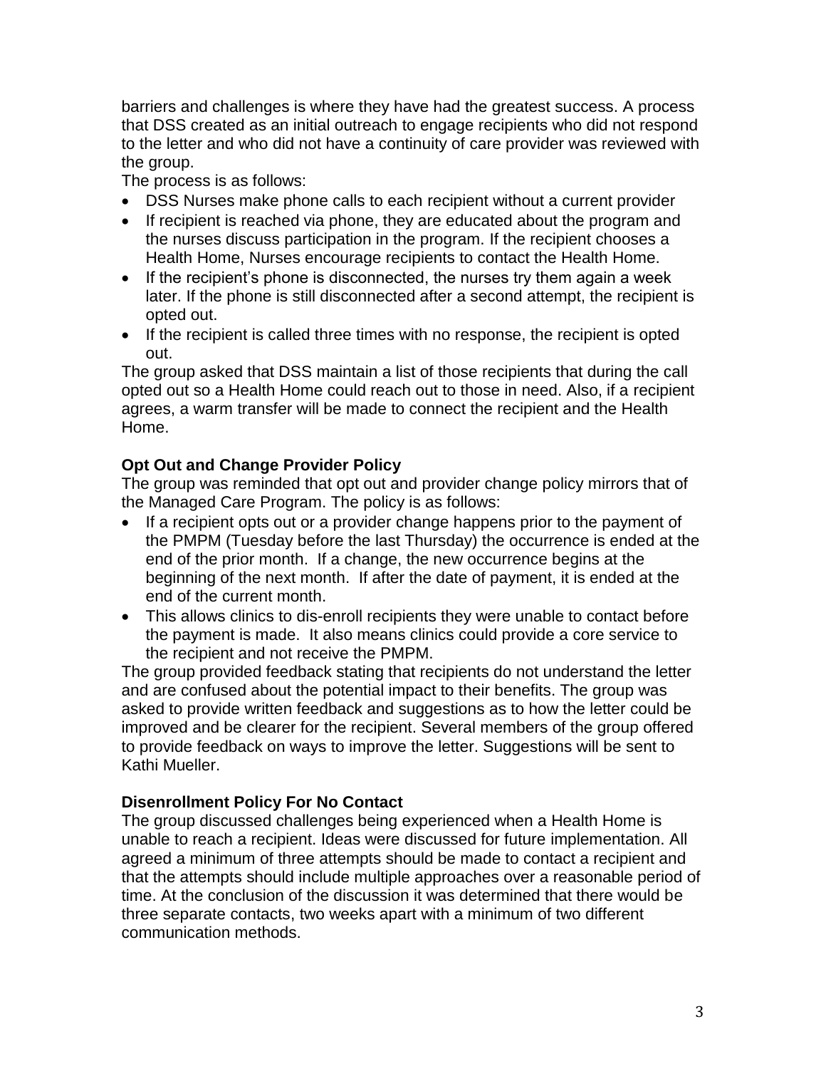barriers and challenges is where they have had the greatest success. A process that DSS created as an initial outreach to engage recipients who did not respond to the letter and who did not have a continuity of care provider was reviewed with the group.

The process is as follows:

- DSS Nurses make phone calls to each recipient without a current provider
- If recipient is reached via phone, they are educated about the program and the nurses discuss participation in the program. If the recipient chooses a Health Home, Nurses encourage recipients to contact the Health Home.
- If the recipient's phone is disconnected, the nurses try them again a week later. If the phone is still disconnected after a second attempt, the recipient is opted out.
- If the recipient is called three times with no response, the recipient is opted out.

The group asked that DSS maintain a list of those recipients that during the call opted out so a Health Home could reach out to those in need. Also, if a recipient agrees, a warm transfer will be made to connect the recipient and the Health Home.

**Opt Out and Change Provider Policy**

The group was reminded that opt out and provider change policy mirrors that of the Managed Care Program. The policy is as follows:

- If a recipient opts out or a provider change happens prior to the payment of the PMPM (Tuesday before the last Thursday) the occurrence is ended at the end of the prior month. If a change, the new occurrence begins at the beginning of the next month. If after the date of payment, it is ended at the end of the current month.
- This allows clinics to dis-enroll recipients they were unable to contact before the payment is made. It also means clinics could provide a core service to the recipient and not receive the PMPM.

The group provided feedback stating that recipients do not understand the letter and are confused about the potential impact to their benefits. The group was asked to provide written feedback and suggestions as to how the letter could be improved and be clearer for the recipient. Several members of the group offered to provide feedback on ways to improve the letter. Suggestions will be sent to Kathi Mueller.

**Disenrollment Policy For No Contact**

The group discussed challenges being experienced when a Health Home is unable to reach a recipient. Ideas were discussed for future implementation. All agreed a minimum of three attempts should be made to contact a recipient and that the attempts should include multiple approaches over a reasonable period of time. At the conclusion of the discussion it was determined that there would be three separate contacts, two weeks apart with a minimum of two different communication methods.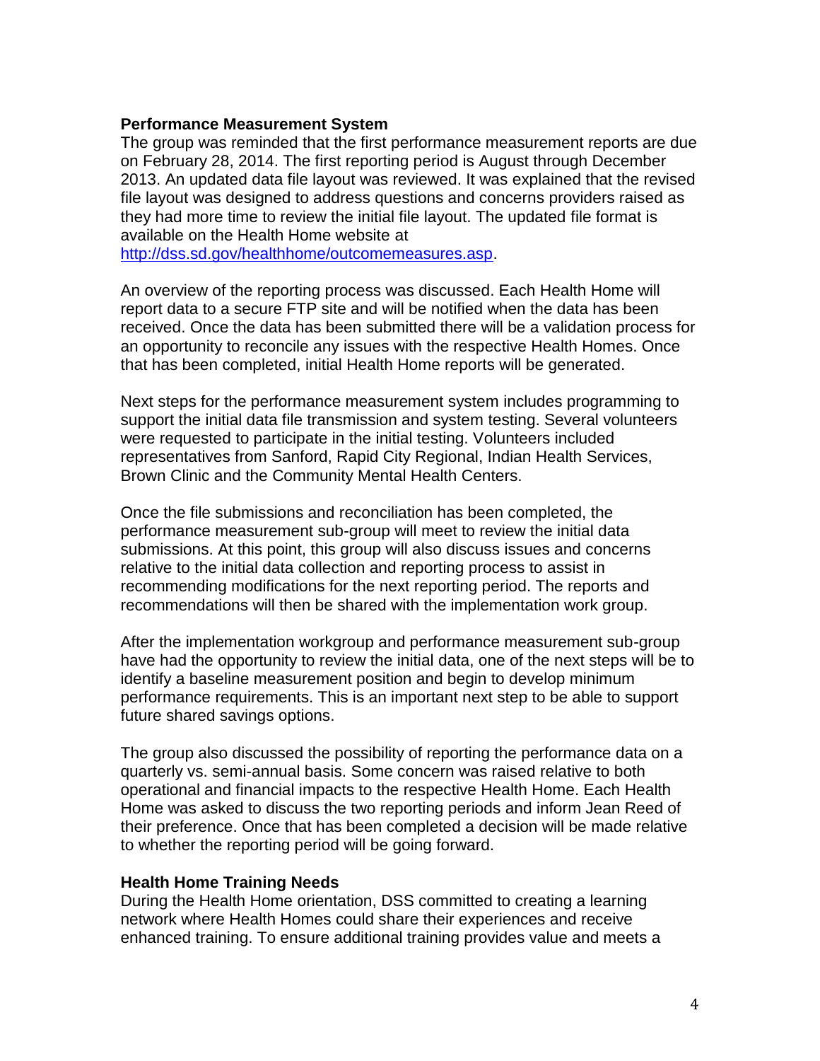**Performance Measurement System**

The group was reminded that the first performance measurement reports are due on February 28, 2014. The first reporting period is August through December 2013. An updated data file layout was reviewed. It was explained that the revised file layout was designed to address questions and concerns providers raised as they had more time to review the initial file layout. The updated file format is available on the Health Home website at [http://dss.sd.gov/healthhome/outcomemeasures.asp](http://dss.sd.gov/healthhome/outcomemeasures.asp).

An overview of the reporting process was discussed. Each Health Home will report data to a secure FTP site and will be notified when the data has been received. Once the data has been submitted there will be a validation process for an opportunity to reconcile any issues with the respective Health Homes. Once that has been completed, initial Health Home reports will be generated.

Next steps for the performance measurement system includes programming to support the initial data file transmission and system testing. Several volunteers were requested to participate in the initial testing. Volunteers included representatives from Sanford, Rapid City Regional, Indian Health Services, Brown Clinic and the Community Mental Health Centers.

Once the file submissions and reconciliation has been completed, the performance measurement sub-group will meet to review the initial data submissions. At this point, this group will also discuss issues and concerns relative to the initial data collection and reporting process to assist in recommending modifications for the next reporting period. The reports and recommendations will then be shared with the implementation work group.

After the implementation workgroup and performance measurement sub-group have had the opportunity to review the initial data, one of the next steps will be to identify a baseline measurement position and begin to develop minimum performance requirements. This is an important next step to be able to support future shared savings options.

The group also discussed the possibility of reporting the performance data on a quarterly vs. semi-annual basis. Some concern was raised relative to both operational and financial impacts to the respective Health Home. Each Health Home was asked to discuss the two reporting periods and inform Jean Reed of their preference. Once that has been completed a decision will be made relative to whether the reporting period will be going forward.

**Health Home Training Needs**

During the Health Home orientation, DSS committed to creating a learning network where Health Homes could share their experiences and receive enhanced training. To ensure additional training provides value and meets a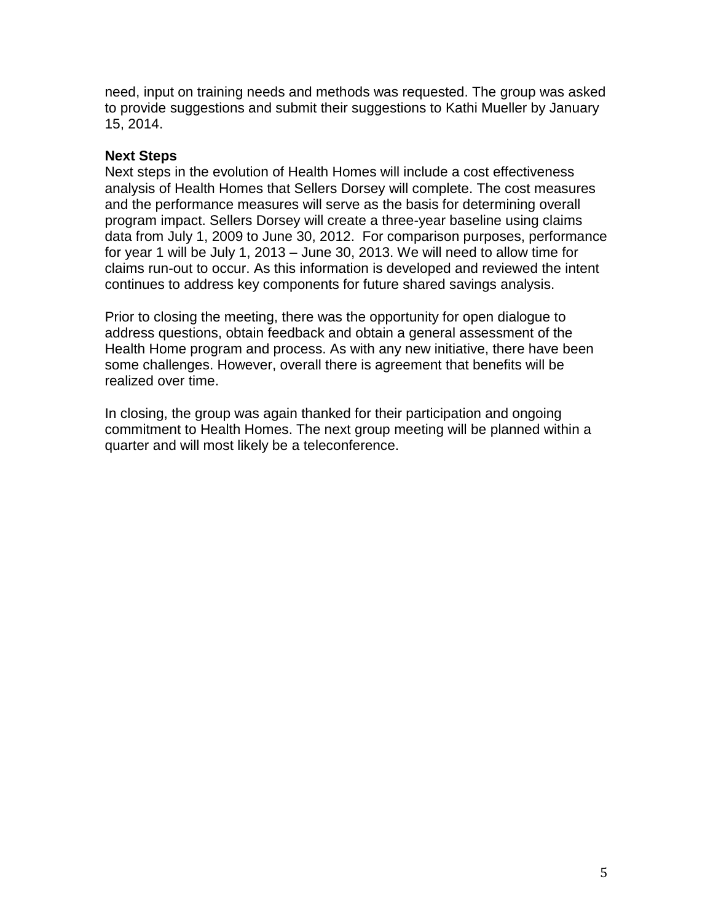need, input on training needs and methods was requested. The group was asked to provide suggestions and submit their suggestions to Kathi Mueller by January 15, 2014.

**Next Steps**

Next steps in the evolution of Health Homes will include a cost effectiveness analysis of Health Homes that Sellers Dorsey will complete. The cost measures and the performance measures will serve as the basis for determining overall program impact. Sellers Dorsey will create a three-year baseline using claims data from July 1, 2009 to June 30, 2012. For comparison purposes, performance for year 1 will be July 1, 2013 – June 30, 2013. We will need to allow time for claims run-out to occur. As this information is developed and reviewed the intent continues to address key components for future shared savings analysis.

Prior to closing the meeting, there was the opportunity for open dialogue to address questions, obtain feedback and obtain a general assessment of the Health Home program and process. As with any new initiative, there have been some challenges. However, overall there is agreement that benefits will be realized over time.

In closing, the group was again thanked for their participation and ongoing commitment to Health Homes. The next group meeting will be planned within a quarter and will most likely be a teleconference.